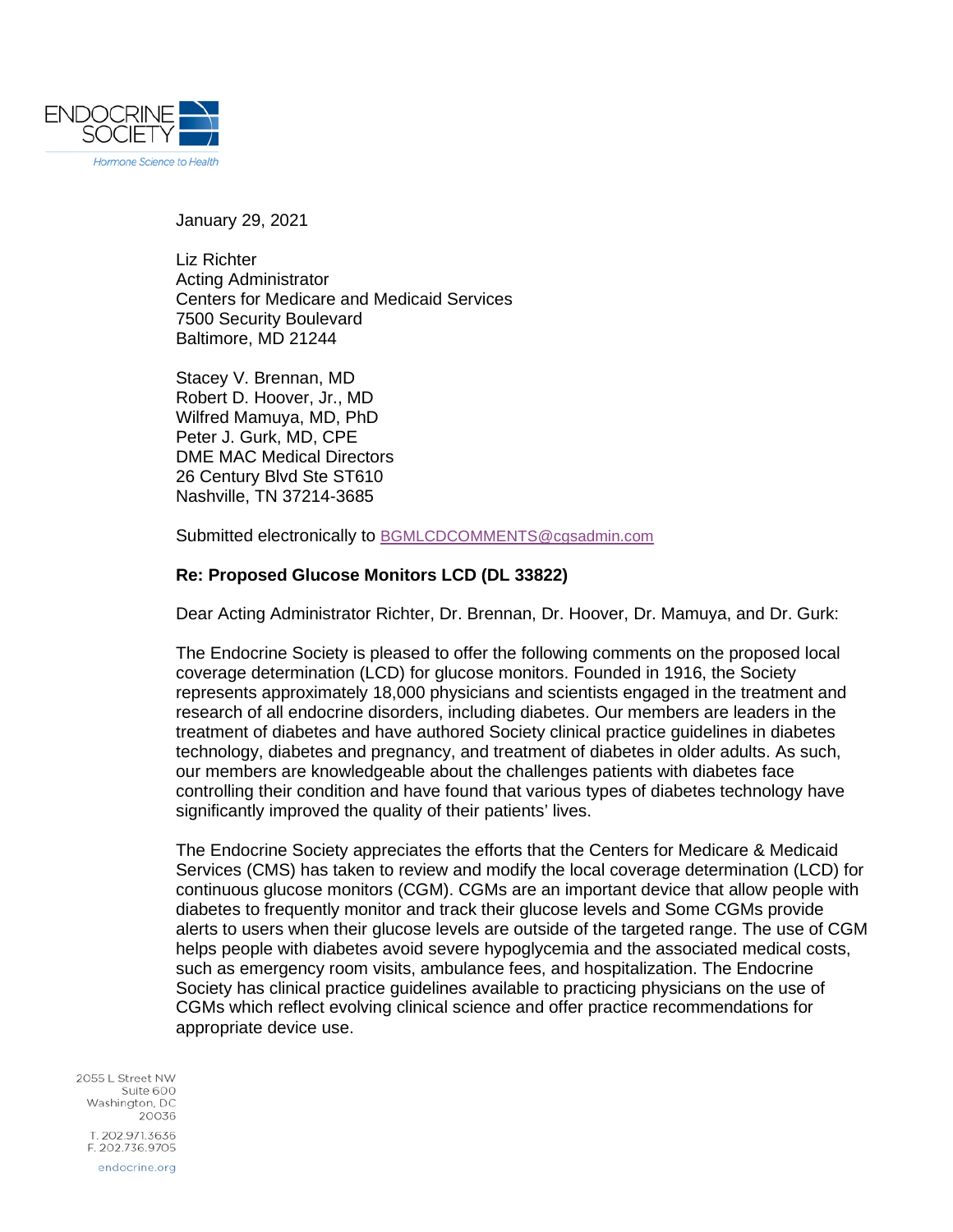January 29, 2021

Liz Richter
Acting Administrator
Centers for Medicare and Medicaid Services
7500 Security Boulevard
Baltimore, MD 21244

Stacey V. Brennan, MD
Robert D. Hoover, Jr., MD
Wilfred Mamuya, MD, PhD
Peter J. Gurk, MD, CPE
DME MAC Medical Directors
26 Century Blvd Ste ST610
Nashville, TN 37214-3685

Submitted electronically to BGMLCDCOMMENTS@cgsadmin.com

**Re: Proposed Glucose Monitors LCD (DL 33822)**

Dear Acting Administrator Richter, Dr. Brennan, Dr. Hoover, Dr. Mamuya, and Dr. Gurk:

The Endocrine Society is pleased to offer the following comments on the proposed local coverage determination (LCD) for glucose monitors. Founded in 1916, the Society represents approximately 18,000 physicians and scientists engaged in the treatment and research of all endocrine disorders, including diabetes. Our members are leaders in the treatment of diabetes and have authored Society clinical practice guidelines in diabetes technology, diabetes and pregnancy, and treatment of diabetes in older adults. As such, our members are knowledgeable about the challenges patients with diabetes face controlling their condition and have found that various types of diabetes technology have significantly improved the quality of their patients' lives.

The Endocrine Society appreciates the efforts that the Centers for Medicare & Medicaid Services (CMS) has taken to review and modify the local coverage determination (LCD) for continuous glucose monitors (CGM). CGMs are an important device that allow people with diabetes to frequently monitor and track their glucose levels and Some CGMs provide alerts to users when their glucose levels are outside of the targeted range. The use of CGM helps people with diabetes avoid severe hypoglycemia and the associated medical costs, such as emergency room visits, ambulance fees, and hospitalization. The Endocrine Society has clinical practice guidelines available to practicing physicians on the use of CGMs which reflect evolving clinical science and offer practice recommendations for appropriate device use.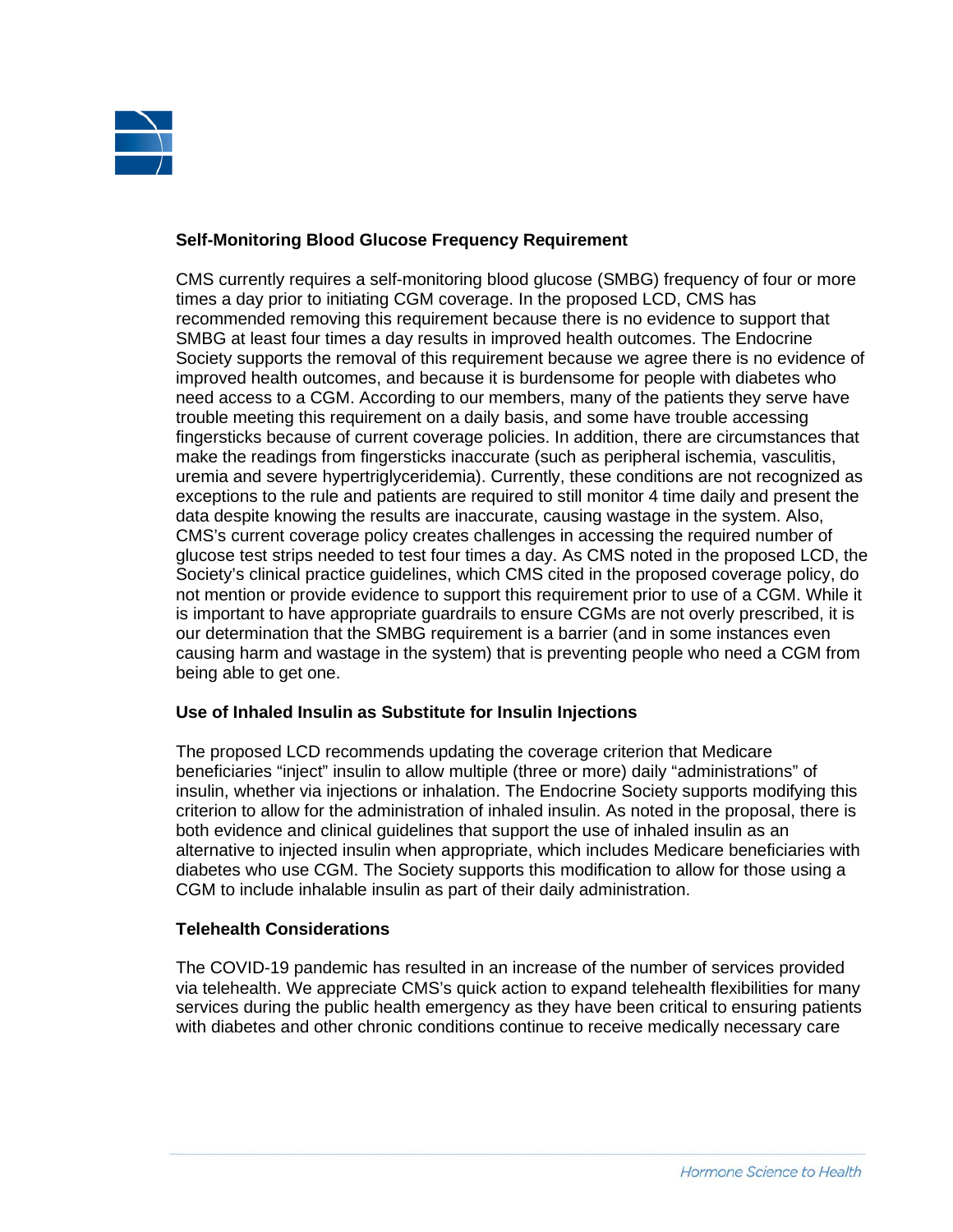**Self-Monitoring Blood Glucose Frequency Requirement**

CMS currently requires a self-monitoring blood glucose (SMBG) frequency of four or more times a day prior to initiating CGM coverage. In the proposed LCD, CMS has recommended removing this requirement because there is no evidence to support that SMBG at least four times a day results in improved health outcomes. The Endocrine Society supports the removal of this requirement because we agree there is no evidence of improved health outcomes, and because it is burdensome for people with diabetes who need access to a CGM. According to our members, many of the patients they serve have trouble meeting this requirement on a daily basis, and some have trouble accessing fingersticks because of current coverage policies. In addition, there are circumstances that make the readings from fingersticks inaccurate (such as peripheral ischemia, vasculitis, uremia and severe hypertriglyceridemia). Currently, these conditions are not recognized as exceptions to the rule and patients are required to still monitor 4 time daily and present the data despite knowing the results are inaccurate, causing wastage in the system. Also, CMS's current coverage policy creates challenges in accessing the required number of glucose test strips needed to test four times a day. As CMS noted in the proposed LCD, the Society's clinical practice guidelines, which CMS cited in the proposed coverage policy, do not mention or provide evidence to support this requirement prior to use of a CGM. While it is important to have appropriate guardrails to ensure CGMs are not overly prescribed, it is our determination that the SMBG requirement is a barrier (and in some instances even causing harm and wastage in the system) that is preventing people who need a CGM from being able to get one.

**Use of Inhaled Insulin as Substitute for Insulin Injections**

The proposed LCD recommends updating the coverage criterion that Medicare beneficiaries "inject" insulin to allow multiple (three or more) daily "administrations" of insulin, whether via injections or inhalation. The Endocrine Society supports modifying this criterion to allow for the administration of inhaled insulin. As noted in the proposal, there is both evidence and clinical guidelines that support the use of inhaled insulin as an alternative to injected insulin when appropriate, which includes Medicare beneficiaries with diabetes who use CGM. The Society supports this modification to allow for those using a CGM to include inhalable insulin as part of their daily administration.

**Telehealth Considerations**

The COVID-19 pandemic has resulted in an increase of the number of services provided via telehealth. We appreciate CMS's quick action to expand telehealth flexibilities for many services during the public health emergency as they have been critical to ensuring patients with diabetes and other chronic conditions continue to receive medically necessary care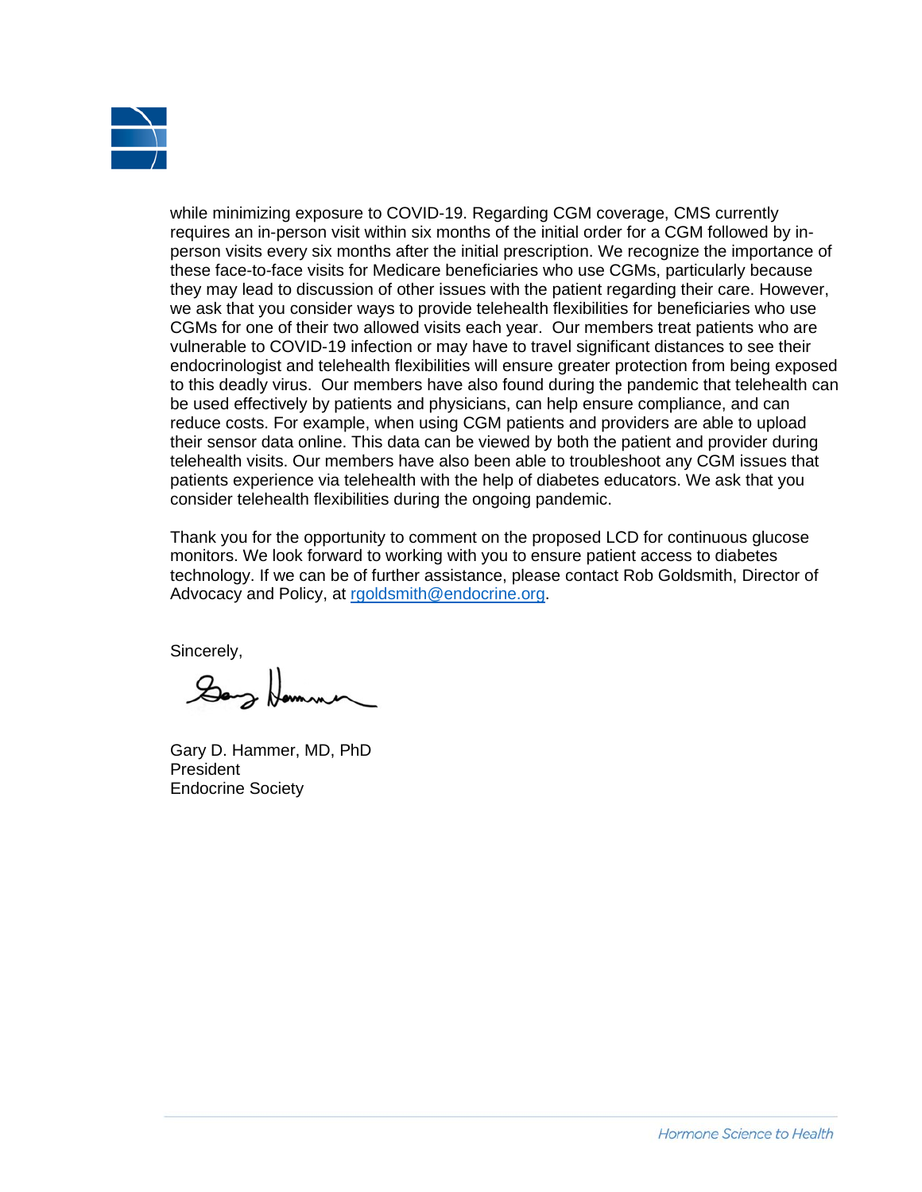while minimizing exposure to COVID-19. Regarding CGM coverage, CMS currently requires an in-person visit within six months of the initial order for a CGM followed by in-person visits every six months after the initial prescription. We recognize the importance of these face-to-face visits for Medicare beneficiaries who use CGMs, particularly because they may lead to discussion of other issues with the patient regarding their care. However, we ask that you consider ways to provide telehealth flexibilities for beneficiaries who use CGMs for one of their two allowed visits each year. Our members treat patients who are vulnerable to COVID-19 infection or may have to travel significant distances to see their endocrinologist and telehealth flexibilities will ensure greater protection from being exposed to this deadly virus. Our members have also found during the pandemic that telehealth can be used effectively by patients and physicians, can help ensure compliance, and can reduce costs. For example, when using CGM patients and providers are able to upload their sensor data online. This data can be viewed by both the patient and provider during telehealth visits. Our members have also been able to troubleshoot any CGM issues that patients experience via telehealth with the help of diabetes educators. We ask that you consider telehealth flexibilities during the ongoing pandemic.

Thank you for the opportunity to comment on the proposed LCD for continuous glucose monitors. We look forward to working with you to ensure patient access to diabetes technology. If we can be of further assistance, please contact Rob Goldsmith, Director of Advocacy and Policy, at rgoldsmith@endocrine.org.

Sincerely,

Gary D. Hammer, MD, PhD
President
Endocrine Society